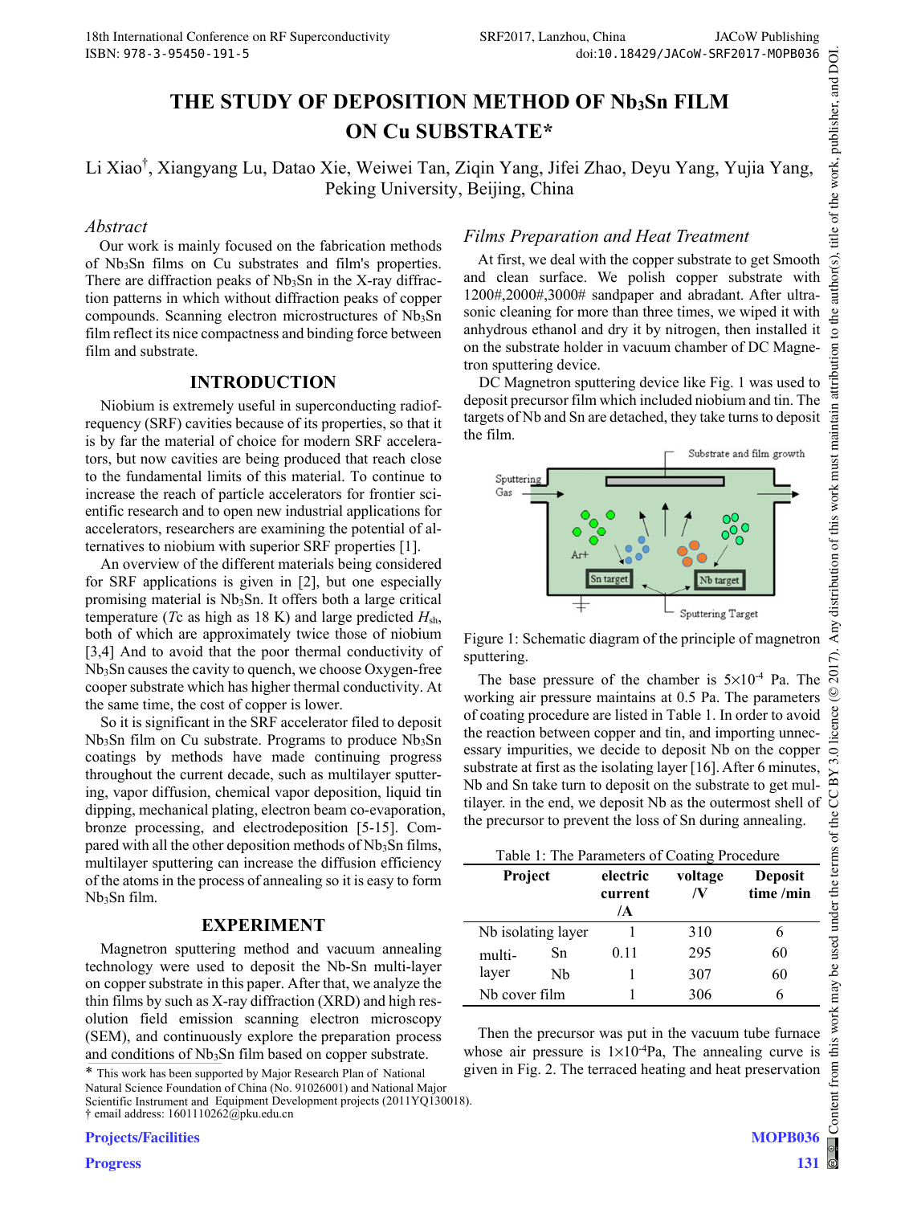# THE STUDY OF DEPOSITION METHOD OF $Nb_3Sn$ FILM ON Cu SUBSTRATE*

Li Xiao†, Xiangyang Lu, Datao Xie, Weiwei Tan, Ziqin Yang, Jifei Zhao, Deyu Yang, Yujia Yang, Peking University, Beijing, China

## *Abstract*

Our work is mainly focused on the fabrication methods of $Nb_3Sn$ films on Cu substrates and film's properties. There are diffraction peaks of $Nb_3Sn$ in the X-ray diffraction patterns in which without diffraction peaks of copper compounds. Scanning electron microstructures of $Nb_3Sn$ film reflect its nice compactness and binding force between film and substrate.

## INTRODUCTION

Niobium is extremely useful in superconducting radiofrequency (SRF) cavities because of its properties, so that it is by far the material of choice for modern SRF accelerators, but now cavities are being produced that reach close to the fundamental limits of this material. To continue to increase the reach of particle accelerators for frontier scientific research and to open new industrial applications for accelerators, researchers are examining the potential of alternatives to niobium with superior SRF properties [1].

An overview of the different materials being considered for SRF applications is given in [2], but one especially promising material is $Nb_3Sn$. It offers both a large critical temperature ($T$c as high as 18 K) and large predicted $H_{sh}$, both of which are approximately twice those of niobium [3,4] And to avoid that the poor thermal conductivity of $Nb_3Sn$ causes the cavity to quench, we choose Oxygen-free cooper substrate which has higher thermal conductivity. At the same time, the cost of copper is lower.

So it is significant in the SRF accelerator filed to deposit $Nb_3Sn$ film on Cu substrate. Programs to produce $Nb_3Sn$ coatings by methods have made continuing progress throughout the current decade, such as multilayer sputtering, vapor diffusion, chemical vapor deposition, liquid tin dipping, mechanical plating, electron beam co-evaporation, bronze processing, and electrodeposition [5-15]. Compared with all the other deposition methods of $Nb_3Sn$ films, multilayer sputtering can increase the diffusion efficiency of the atoms in the process of annealing so it is easy to form $Nb_3Sn$ film.

## EXPERIMENT

Magnetron sputtering method and vacuum annealing technology were used to deposit the Nb-Sn multi-layer on copper substrate in this paper. After that, we analyze the thin films by such as X-ray diffraction (XRD) and high resolution field emission scanning electron microscopy (SEM), and continuously explore the preparation process and conditions of $Nb_3Sn$ film based on copper substrate.

### *Films Preparation and Heat Treatment*

At first, we deal with the copper substrate to get Smooth and clean surface. We polish copper substrate with 1200#,2000#,3000# sandpaper and abradant. After ultrasonic cleaning for more than three times, we wiped it with anhydrous ethanol and dry it by nitrogen, then installed it on the substrate holder in vacuum chamber of DC Magnetron sputtering device.

DC Magnetron sputtering device like Fig. 1 was used to deposit precursor film which included niobium and tin. The targets of Nb and Sn are detached, they take turns to deposit the film.

Substrate and film growth

Sputtering Gas

Ar+

Sn target

Nb target

Sputtering Target

Figure 1: Schematic diagram of the principle of magnetron sputtering.

The base pressure of the chamber is $5×10^{-4}$ Pa. The working air pressure maintains at 0.5 Pa. The parameters of coating procedure are listed in Table 1. In order to avoid the reaction between copper and tin, and importing unnecessary impurities, we decide to deposit Nb on the copper substrate at first as the isolating layer [16]. After 6 minutes, Nb and Sn take turn to deposit on the substrate to get multilayer. in the end, we deposit Nb as the outermost shell of the precursor to prevent the loss of Sn during annealing.

Table 1: The Parameters of Coating Procedure

| Project | | electric current /A | voltage /V | Deposit time /min |
|---|---|---|---|---|
| Nb isolating layer | | 1 | 310 | 6 |
| multi-layer | Sn | 0.11 | 295 | 60 |
| | Nb | 1 | 307 | 60 |
| Nb cover film | | 1 | 306 | 6 |

Then the precursor was put in the vacuum tube furnace whose air pressure is $1×10^{-4}$Pa, The annealing curve is given in Fig. 2. The terraced heating and heat preservation

* This work has been supported by Major Research Plan of National Natural Science Foundation of China (No. 91026001) and National Major Scientific Instrument and Equipment Development projects (2011YQ130018).
† email address: 1601110262@pku.edu.cn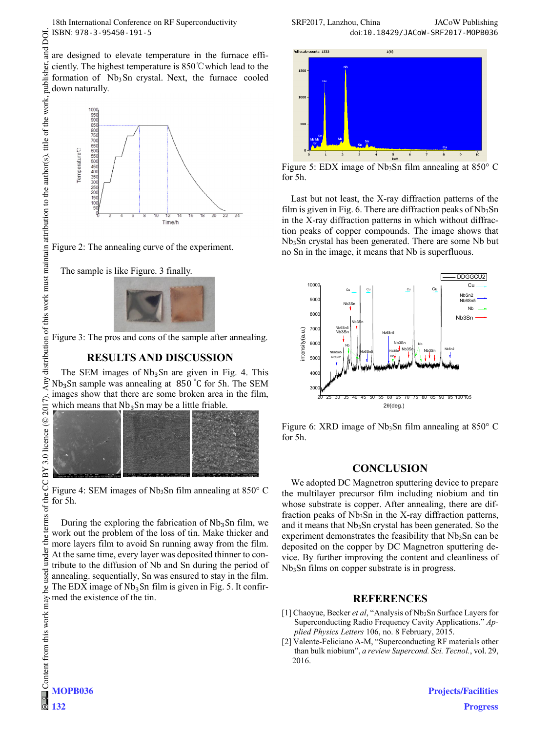are designed to elevate temperature in the furnace efficiently. The highest temperature is 850℃which lead to the formation of $Nb_3Sn$ crystal. Next, the furnace cooled down naturally.

Temperature℃
1000
950
900
850
800
750
700
650
600
550
500
450
400
350
300
250
200
150
100
50
0
0 2 4 6 8 10 12 14 16 18 20 22 24
Time/h

Figure 2: The annealing curve of the experiment.

The sample is like Figure. 3 finally.

Figure 3: The pros and cons of the sample after annealing.

## RESULTS AND DISCUSSION

The SEM images of $Nb_3Sn$ are given in Fig. 4. This $Nb_3Sn$ sample was annealing at 850 ˚C for 5h. The SEM images show that there are some broken area in the film, which means that $Nb_3Sn$ may be a little friable.

Figure 4: SEM images of $Nb_3Sn$ film annealing at 850° C for 5h.

During the exploring the fabrication of $Nb_3Sn$ film, we work out the problem of the loss of tin. Make thicker and more layers film to avoid Sn running away from the film. At the same time, every layer was deposited thinner to contribute to the diffusion of Nb and Sn during the period of annealing. sequentially, Sn was ensured to stay in the film. The EDX image of $Nb_3Sn$ film is given in Fig. 5. It confirmed the existence of the tin.

Full scale counts: 1533
1(6)
Nb
Cu
Sn
Nb Nb
Sn
Nb
Sn
Sn
Cu
keV

Figure 5: EDX image of $Nb_3Sn$ film annealing at 850° C for 5h.

Last but not least, the X-ray diffraction patterns of the film is given in Fig. 6. There are diffraction peaks of $Nb_3Sn$ in the X-ray diffraction patterns in which without diffraction peaks of copper compounds. The image shows that $Nb_3Sn$ crystal has been generated. There are some Nb but no Sn in the image, it means that Nb is superfluous.

DDGGCU2
Cu
NbSn2
Nb6Sn5
Nb
Nb3Sn
intensity(a.u.)
2θ(deg.)

Figure 6: XRD image of $Nb_3Sn$ film annealing at 850° C for 5h.

## CONCLUSION

We adopted DC Magnetron sputtering device to prepare the multilayer precursor film including niobium and tin whose substrate is copper. After annealing, there are diffraction peaks of $Nb_3Sn$ in the X-ray diffraction patterns, and it means that $Nb_3Sn$ crystal has been generated. So the experiment demonstrates the feasibility that $Nb_3Sn$ can be deposited on the copper by DC Magnetron sputtering device. By further improving the content and cleanliness of $Nb_3Sn$ films on copper substrate is in progress.

## REFERENCES

[1] Chaoyue, Becker *et al*, "Analysis of $Nb_3Sn$ Surface Layers for Superconducting Radio Frequency Cavity Applications." *Applied Physics Letters* 106, no. 8 February, 2015.

[2] Valente-Feliciano A-M, "Superconducting RF materials other than bulk niobium", *a review Supercond. Sci. Tecnol.*, vol. 29, 2016.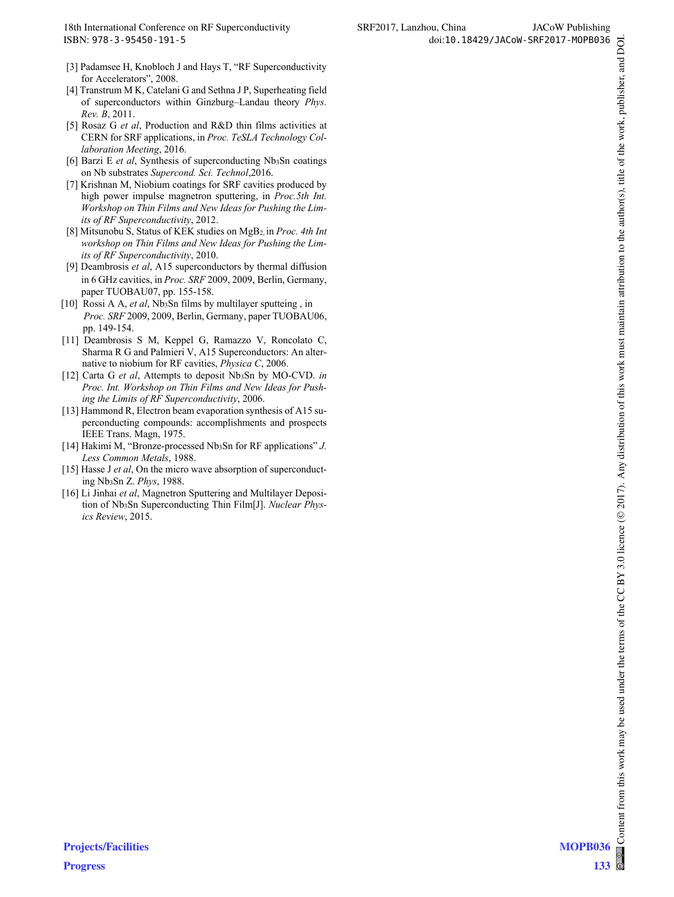[3] Padamsee H, Knobloch J and Hays T, "RF Superconductivity for Accelerators", 2008.

[4] Transtrum M K, Catelani G and Sethna J P, Superheating field of superconductors within Ginzburg–Landau theory *Phys. Rev. B*, 2011.

[5] Rosaz G *et al*, Production and R&D thin films activities at CERN for SRF applications, in *Proc. TeSLA Technology Collaboration Meeting*, 2016.

[6] Barzi E *et al*, Synthesis of superconducting $Nb_3Sn$ coatings on Nb substrates *Supercond. Sci. Technol*,2016.

[7] Krishnan M, Niobium coatings for SRF cavities produced by high power impulse magnetron sputtering, in *Proc.5th Int. Workshop on Thin Films and New Ideas for Pushing the Limits of RF Superconductivity*, 2012.

[8] Mitsunobu S, Status of KEK studies on $MgB_2$, in *Proc. 4th Int workshop on Thin Films and New Ideas for Pushing the Limits of RF Superconductivity*, 2010.

[9] Deambrosis *et al*, A15 superconductors by thermal diffusion in 6 GHz cavities, in *Proc. SRF* 2009, 2009, Berlin, Germany, paper TUOBAU07, pp. 155-158.

[10] Rossi A A, *et al*, $Nb_3Sn$ films by multilayer sputteing , in *Proc. SRF* 2009, 2009, Berlin, Germany, paper TUOBAU06, pp. 149-154.

[11] Deambrosis S M, Keppel G, Ramazzo V, Roncolato C, Sharma R G and Palmieri V, A15 Superconductors: An alternative to niobium for RF cavities, *Physica C*, 2006.

[12] Carta G *et al*, Attempts to deposit $Nb_3Sn$ by MO-CVD. *in Proc. Int. Workshop on Thin Films and New Ideas for Pushing the Limits of RF Superconductivity*, 2006.

[13] Hammond R, Electron beam evaporation synthesis of A15 superconducting compounds: accomplishments and prospects IEEE Trans. Magn, 1975.

[14] Hakimi M, "Bronze-processed $Nb_3Sn$ for RF applications" *J. Less Common Metals*, 1988.

[15] Hasse J *et al*, On the micro wave absorption of superconducting $Nb_3Sn$ Z. *Phys*, 1988.

[16] Li Jinhai *et al*, Magnetron Sputtering and Multilayer Deposition of $Nb_3Sn$ Superconducting Thin Film[J]. *Nuclear Physics Review*, 2015.